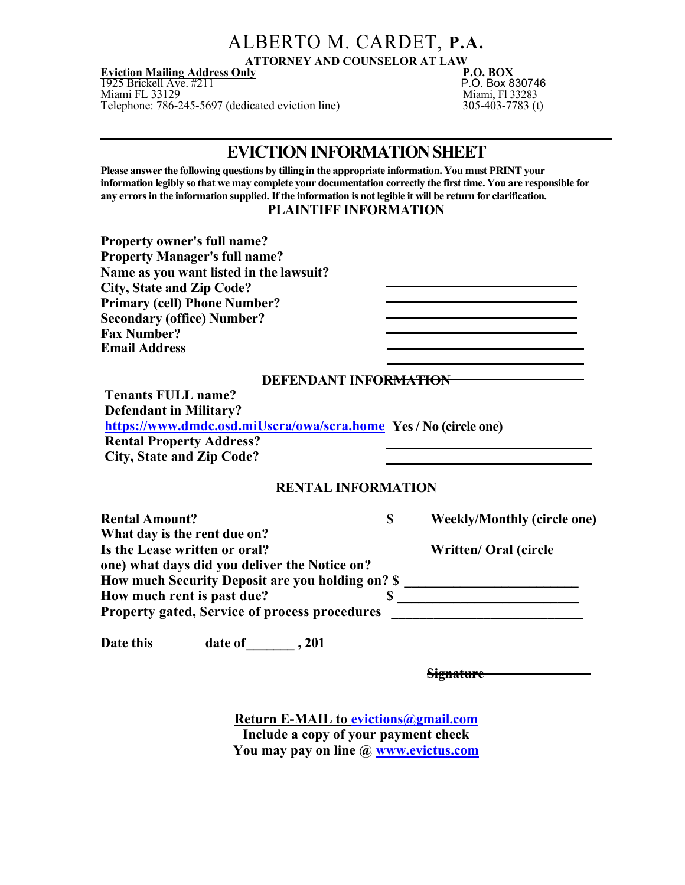# ALBERTO M. CARDET, P.A.

**ATTORNEY AND COUNSELOR AT LAW**

**Eviction Mailing Address Only**
1925 Brickell Ave. #211
Miami FL 33129
Telephone: 786-245-5697 (dedicated eviction line)

**P.O. BOX**
P.O. Box 830746
Miami, Fl 33283
305-403-7783 (t)

## EVICTION INFORMATION SHEET

**Please answer the following questions by tilling in the appropriate information. You must PRINT your information legibly so that we may complete your documentation correctly the first time. You are responsible for any errors in the information supplied. If the information is not legible it will be return for clarification.**

### PLAINTIFF INFORMATION

**Property owner's full name?**
**Property Manager's full name?**
**Name as you want listed in the lawsuit?** ____________________
**City, State and Zip Code?** ____________________
**Primary (cell) Phone Number?** ____________________
**Secondary (office) Number?** ____________________
**Fax Number?** ____________________
**Email Address** ____________________

____________________

### DEFENDANT INFORMATION ____________________

**Tenants FULL name?**
**Defendant in Military?**
**https://www.dmdc.osd.miUscra/owa/scra.home Yes / No (circle one)**
**Rental Property Address?** ____________________
**City, State and Zip Code?** ____________________

### RENTAL INFORMATION

**Rental Amount?** **$** **Weekly/Monthly (circle one)**
**What day is the rent due on?**
**Is the Lease written or oral?** **Written/ Oral (circle one) what days did you deliver the Notice on?**
**How much Security Deposit are you holding on? $** ____________________
**How much rent is past due?** **$** ____________________
**Property gated, Service of process procedures** ____________________

**Date this date of_______ , 201**

~~**Signature**~~ ____________________

**Return E-MAIL to evictions@gmail.com**
**Include a copy of your payment check**
**You may pay on line @ www.evictus.com**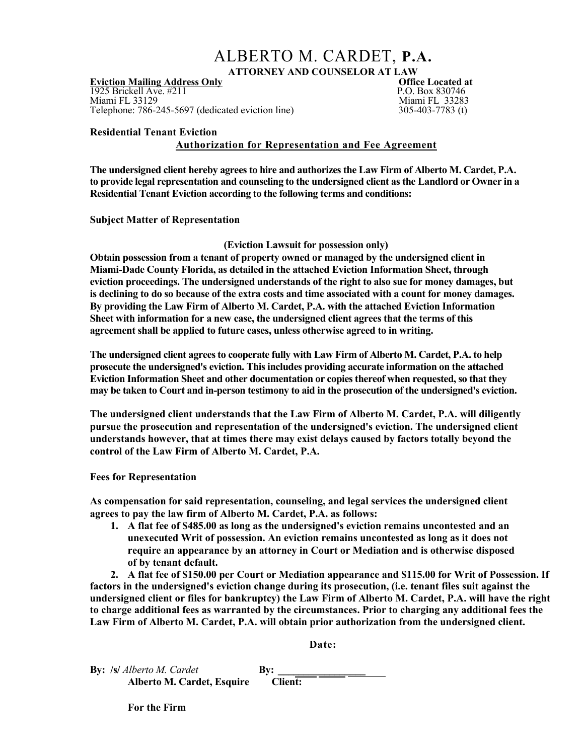# ALBERTO M. CARDET, P.A.

**ATTORNEY AND COUNSELOR AT LAW**

**Eviction Mailing Address Only**
1925 Brickell Ave. #211
Miami FL 33129
Telephone: 786-245-5697 (dedicated eviction line)

**Office Located at**
P.O. Box 830746
Miami FL 33283
305-403-7783 (t)

**Residential Tenant Eviction**

## Authorization for Representation and Fee Agreement

**The undersigned client hereby agrees to hire and authorizes the Law Firm of Alberto M. Cardet, P.A. to provide legal representation and counseling to the undersigned client as the Landlord or Owner in a Residential Tenant Eviction according to the following terms and conditions:**

**Subject Matter of Representation**

**(Eviction Lawsuit for possession only)**

**Obtain possession from a tenant of property owned or managed by the undersigned client in Miami-Dade County Florida, as detailed in the attached Eviction Information Sheet, through eviction proceedings. The undersigned understands of the right to also sue for money damages, but is declining to do so because of the extra costs and time associated with a count for money damages. By providing the Law Firm of Alberto M. Cardet, P.A. with the attached Eviction Information Sheet with information for a new case, the undersigned client agrees that the terms of this agreement shall be applied to future cases, unless otherwise agreed to in writing.**

**The undersigned client agrees to cooperate fully with Law Firm of Alberto M. Cardet, P.A. to help prosecute the undersigned's eviction. This includes providing accurate information on the attached Eviction Information Sheet and other documentation or copies thereof when requested, so that they may be taken to Court and in-person testimony to aid in the prosecution of the undersigned's eviction.**

**The undersigned client understands that the Law Firm of Alberto M. Cardet, P.A. will diligently pursue the prosecution and representation of the undersigned's eviction. The undersigned client understands however, that at times there may exist delays caused by factors totally beyond the control of the Law Firm of Alberto M. Cardet, P.A.**

**Fees for Representation**

**As compensation for said representation, counseling, and legal services the undersigned client agrees to pay the law firm of Alberto M. Cardet, P.A. as follows:**

1. **A flat fee of $485.00 as long as the undersigned's eviction remains uncontested and an unexecuted Writ of possession. An eviction remains uncontested as long as it does not require an appearance by an attorney in Court or Mediation and is otherwise disposed of by tenant default.**
2. **A flat fee of $150.00 per Court or Mediation appearance and $115.00 for Writ of Possession. If factors in the undersigned's eviction change during its prosecution, (i.e. tenant files suit against the undersigned client or files for bankruptcy) the Law Firm of Alberto M. Cardet, P.A. will have the right to charge additional fees as warranted by the circumstances. Prior to charging any additional fees the Law Firm of Alberto M. Cardet, P.A. will obtain prior authorization from the undersigned client.**

**Date:**

**By: /s/** *Alberto M. Cardet*
**Alberto M. Cardet, Esquire**

**For the Firm**

**By: ____________________**
**Client:**